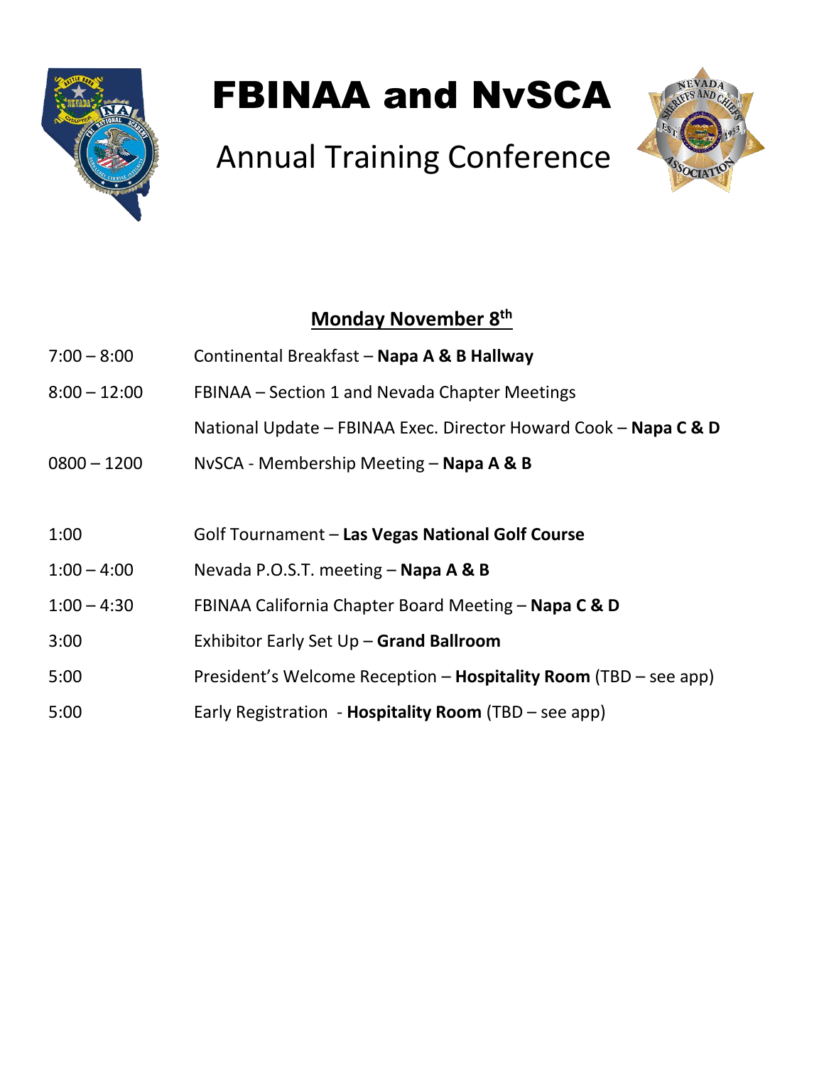# FBINAA and NvSCA

## Annual Training Conference

### Monday November 8th

| | |
|---|---|
| 7:00 – 8:00 | Continental Breakfast – **Napa A & B Hallway** |
| 8:00 – 12:00 | FBINAA – Section 1 and Nevada Chapter Meetings |
| | National Update – FBINAA Exec. Director Howard Cook – **Napa C & D** |
| 0800 – 1200 | NvSCA - Membership Meeting – **Napa A & B** |
| | |
| 1:00 | Golf Tournament – **Las Vegas National Golf Course** |
| 1:00 – 4:00 | Nevada P.O.S.T. meeting – **Napa A & B** |
| 1:00 – 4:30 | FBINAA California Chapter Board Meeting – **Napa C & D** |
| 3:00 | Exhibitor Early Set Up – **Grand Ballroom** |
| 5:00 | President's Welcome Reception – **Hospitality Room** (TBD – see app) |
| 5:00 | Early Registration - **Hospitality Room** (TBD – see app) |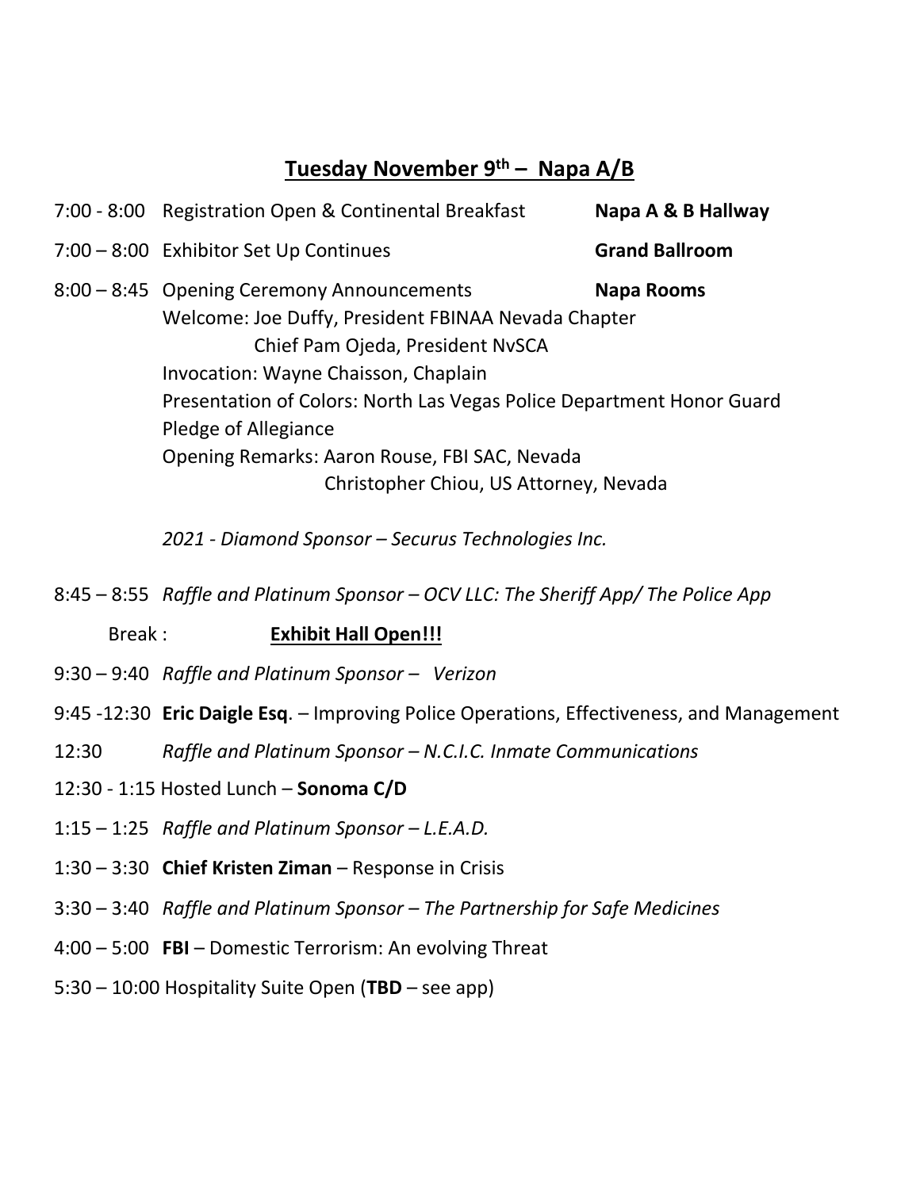## Tuesday November 9th – Napa A/B

7:00 - 8:00 Registration Open & Continental Breakfast **Napa A & B Hallway**

7:00 – 8:00 Exhibitor Set Up Continues **Grand Ballroom**

8:00 – 8:45 Opening Ceremony Announcements **Napa Rooms**

Welcome: Joe Duffy, President FBINAA Nevada Chapter
Chief Pam Ojeda, President NvSCA

Invocation: Wayne Chaisson, Chaplain

Presentation of Colors: North Las Vegas Police Department Honor Guard

Pledge of Allegiance

Opening Remarks: Aaron Rouse, FBI SAC, Nevada
Christopher Chiou, US Attorney, Nevada

*2021 - Diamond Sponsor – Securus Technologies Inc.*

8:45 – 8:55 *Raffle and Platinum Sponsor – OCV LLC: The Sheriff App/ The Police App*

Break : **Exhibit Hall Open!!!**

9:30 – 9:40 *Raffle and Platinum Sponsor – Verizon*

9:45 -12:30 **Eric Daigle Esq**. – Improving Police Operations, Effectiveness, and Management

12:30 *Raffle and Platinum Sponsor – N.C.I.C. Inmate Communications*

12:30 - 1:15 Hosted Lunch – **Sonoma C/D**

1:15 – 1:25 *Raffle and Platinum Sponsor – L.E.A.D.*

1:30 – 3:30 **Chief Kristen Ziman** – Response in Crisis

3:30 – 3:40 *Raffle and Platinum Sponsor – The Partnership for Safe Medicines*

4:00 – 5:00 **FBI** – Domestic Terrorism: An evolving Threat

5:30 – 10:00 Hospitality Suite Open (**TBD** – see app)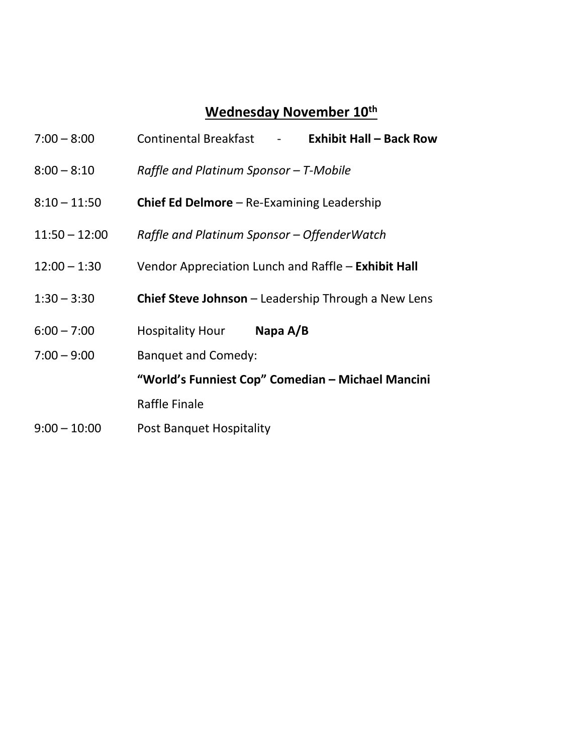## <u>Wednesday November 10th</u>

| | |
|---|---|
| 7:00 – 8:00 | Continental Breakfast - **Exhibit Hall – Back Row** |
| 8:00 – 8:10 | *Raffle and Platinum Sponsor – T-Mobile* |
| 8:10 – 11:50 | **Chief Ed Delmore** – Re-Examining Leadership |
| 11:50 – 12:00 | *Raffle and Platinum Sponsor – OffenderWatch* |
| 12:00 – 1:30 | Vendor Appreciation Lunch and Raffle – **Exhibit Hall** |
| 1:30 – 3:30 | **Chief Steve Johnson** – Leadership Through a New Lens |
| 6:00 – 7:00 | Hospitality Hour **Napa A/B** |
| 7:00 – 9:00 | Banquet and Comedy: |
| | **"World's Funniest Cop" Comedian – Michael Mancini** |
| | Raffle Finale |
| 9:00 – 10:00 | Post Banquet Hospitality |